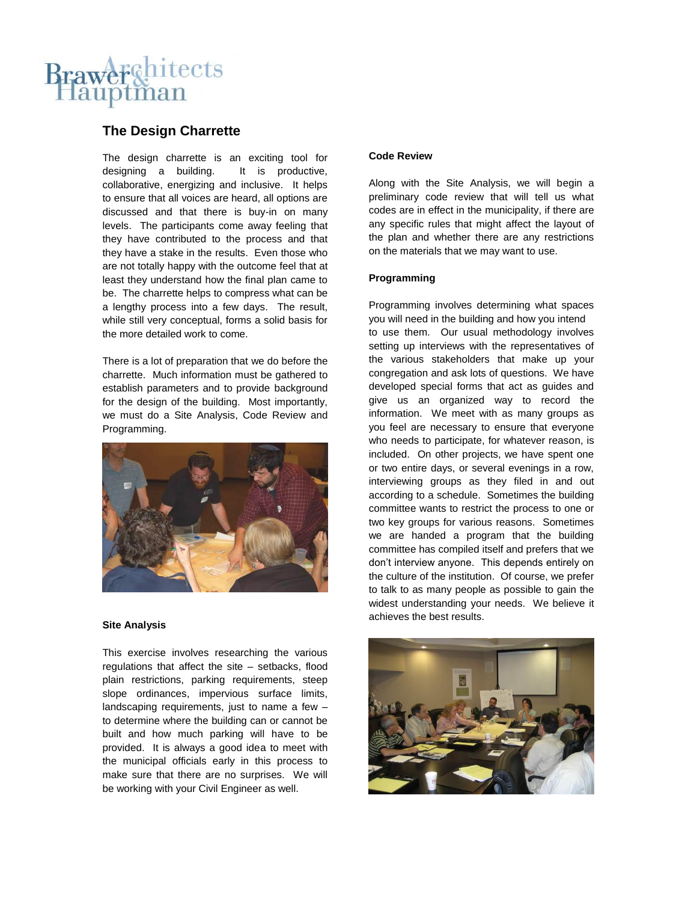Brawer & Hauptman Architects

# The Design Charrette

The design charrette is an exciting tool for designing a building. It is productive, collaborative, energizing and inclusive. It helps to ensure that all voices are heard, all options are discussed and that there is buy-in on many levels. The participants come away feeling that they have contributed to the process and that they have a stake in the results. Even those who are not totally happy with the outcome feel that at least they understand how the final plan came to be. The charrette helps to compress what can be a lengthy process into a few days. The result, while still very conceptual, forms a solid basis for the more detailed work to come.

There is a lot of preparation that we do before the charrette. Much information must be gathered to establish parameters and to provide background for the design of the building. Most importantly, we must do a Site Analysis, Code Review and Programming.

**Site Analysis**

This exercise involves researching the various regulations that affect the site – setbacks, flood plain restrictions, parking requirements, steep slope ordinances, impervious surface limits, landscaping requirements, just to name a few – to determine where the building can or cannot be built and how much parking will have to be provided. It is always a good idea to meet with the municipal officials early in this process to make sure that there are no surprises. We will be working with your Civil Engineer as well.

**Code Review**

Along with the Site Analysis, we will begin a preliminary code review that will tell us what codes are in effect in the municipality, if there are any specific rules that might affect the layout of the plan and whether there are any restrictions on the materials that we may want to use.

**Programming**

Programming involves determining what spaces you will need in the building and how you intend to use them. Our usual methodology involves setting up interviews with the representatives of the various stakeholders that make up your congregation and ask lots of questions. We have developed special forms that act as guides and give us an organized way to record the information. We meet with as many groups as you feel are necessary to ensure that everyone who needs to participate, for whatever reason, is included. On other projects, we have spent one or two entire days, or several evenings in a row, interviewing groups as they filed in and out according to a schedule. Sometimes the building committee wants to restrict the process to one or two key groups for various reasons. Sometimes we are handed a program that the building committee has compiled itself and prefers that we don't interview anyone. This depends entirely on the culture of the institution. Of course, we prefer to talk to as many people as possible to gain the widest understanding your needs. We believe it achieves the best results.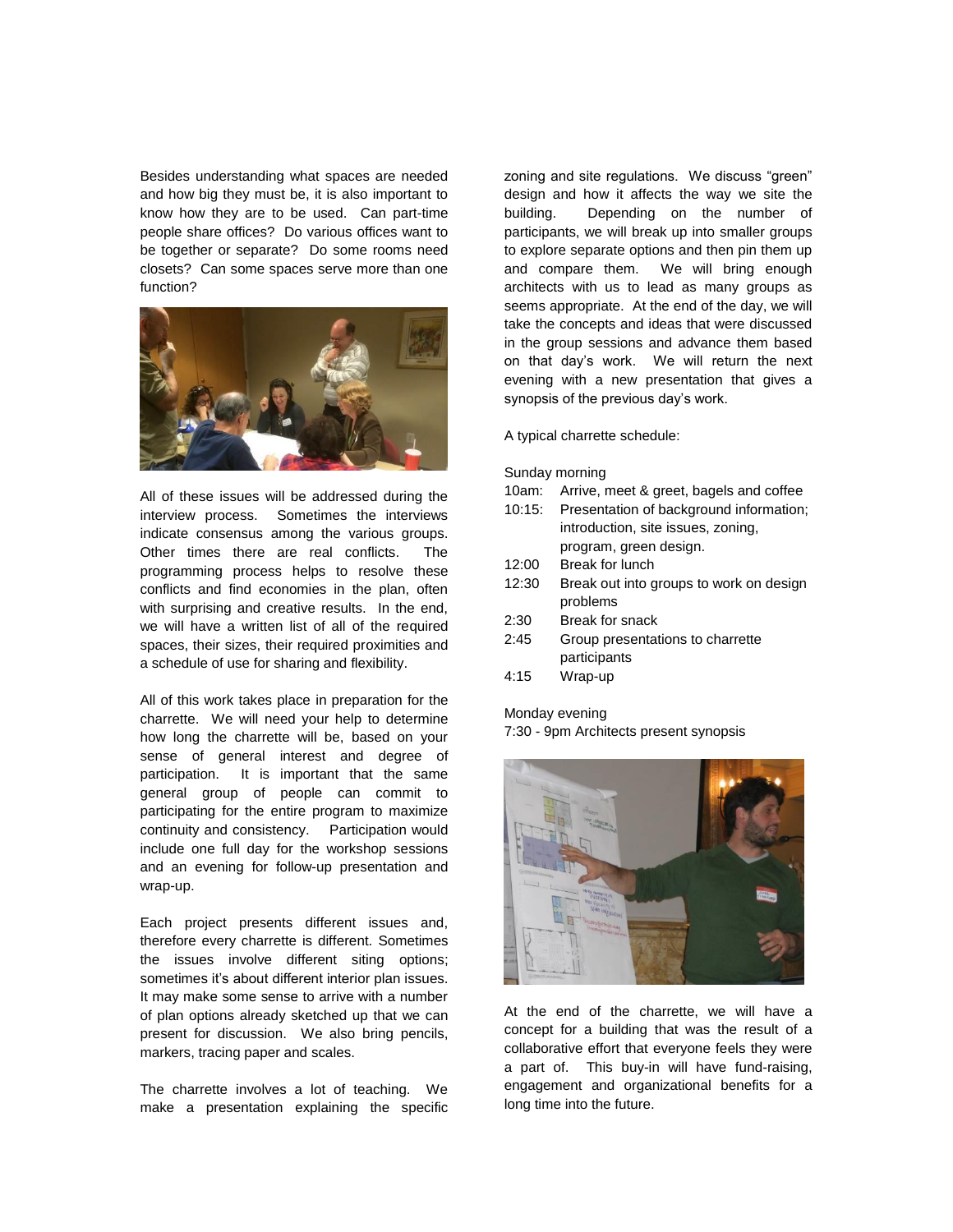Besides understanding what spaces are needed and how big they must be, it is also important to know how they are to be used. Can part-time people share offices? Do various offices want to be together or separate? Do some rooms need closets? Can some spaces serve more than one function?

All of these issues will be addressed during the interview process. Sometimes the interviews indicate consensus among the various groups. Other times there are real conflicts. The programming process helps to resolve these conflicts and find economies in the plan, often with surprising and creative results. In the end, we will have a written list of all of the required spaces, their sizes, their required proximities and a schedule of use for sharing and flexibility.

All of this work takes place in preparation for the charrette. We will need your help to determine how long the charrette will be, based on your sense of general interest and degree of participation. It is important that the same general group of people can commit to participating for the entire program to maximize continuity and consistency. Participation would include one full day for the workshop sessions and an evening for follow-up presentation and wrap-up.

Each project presents different issues and, therefore every charrette is different. Sometimes the issues involve different siting options; sometimes it's about different interior plan issues. It may make some sense to arrive with a number of plan options already sketched up that we can present for discussion. We also bring pencils, markers, tracing paper and scales.

The charrette involves a lot of teaching. We make a presentation explaining the specific zoning and site regulations. We discuss "green" design and how it affects the way we site the building. Depending on the number of participants, we will break up into smaller groups to explore separate options and then pin them up and compare them. We will bring enough architects with us to lead as many groups as seems appropriate. At the end of the day, we will take the concepts and ideas that were discussed in the group sessions and advance them based on that day's work. We will return the next evening with a new presentation that gives a synopsis of the previous day's work.

A typical charrette schedule:

Sunday morning

| | |
|---|---|
| 10am: | Arrive, meet & greet, bagels and coffee |
| 10:15: | Presentation of background information; introduction, site issues, zoning, program, green design. |
| 12:00 | Break for lunch |
| 12:30 | Break out into groups to work on design problems |
| 2:30 | Break for snack |
| 2:45 | Group presentations to charrette participants |
| 4:15 | Wrap-up |

Monday evening

7:30 - 9pm Architects present synopsis

At the end of the charrette, we will have a concept for a building that was the result of a collaborative effort that everyone feels they were a part of. This buy-in will have fund-raising, engagement and organizational benefits for a long time into the future.